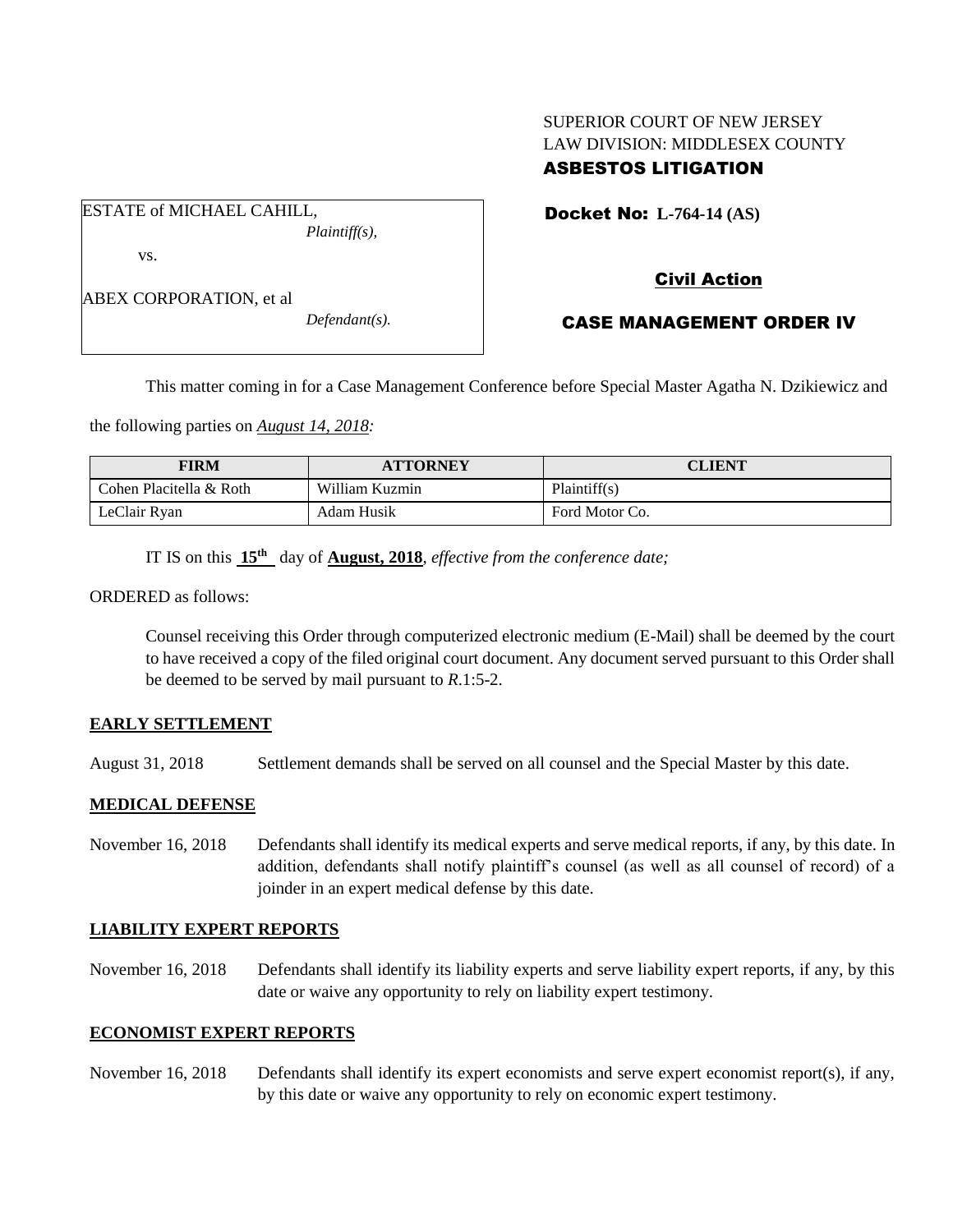SUPERIOR COURT OF NEW JERSEY
LAW DIVISION: MIDDLESEX COUNTY
**ASBESTOS LITIGATION**

ESTATE of MICHAEL CAHILL,
*Plaintiff(s),*

vs.

ABEX CORPORATION, et al
*Defendant(s).*

**Docket No: L-764-14 (AS)**

**Civil Action**

**CASE MANAGEMENT ORDER IV**

This matter coming in for a Case Management Conference before Special Master Agatha N. Dzikiewicz and the following parties on *August 14, 2018:*

| FIRM | ATTORNEY | CLIENT |
|---|---|---|
| Cohen Placitella & Roth | William Kuzmin | Plaintiff(s) |
| LeClair Ryan | Adam Husik | Ford Motor Co. |

IT IS on this **15th** day of **August, 2018**, *effective from the conference date;*

ORDERED as follows:

Counsel receiving this Order through computerized electronic medium (E-Mail) shall be deemed by the court to have received a copy of the filed original court document. Any document served pursuant to this Order shall be deemed to be served by mail pursuant to *R*.1:5-2.

**EARLY SETTLEMENT**

August 31, 2018 Settlement demands shall be served on all counsel and the Special Master by this date.

**MEDICAL DEFENSE**

November 16, 2018 Defendants shall identify its medical experts and serve medical reports, if any, by this date. In addition, defendants shall notify plaintiff's counsel (as well as all counsel of record) of a joinder in an expert medical defense by this date.

**LIABILITY EXPERT REPORTS**

November 16, 2018 Defendants shall identify its liability experts and serve liability expert reports, if any, by this date or waive any opportunity to rely on liability expert testimony.

**ECONOMIST EXPERT REPORTS**

November 16, 2018 Defendants shall identify its expert economists and serve expert economist report(s), if any, by this date or waive any opportunity to rely on economic expert testimony.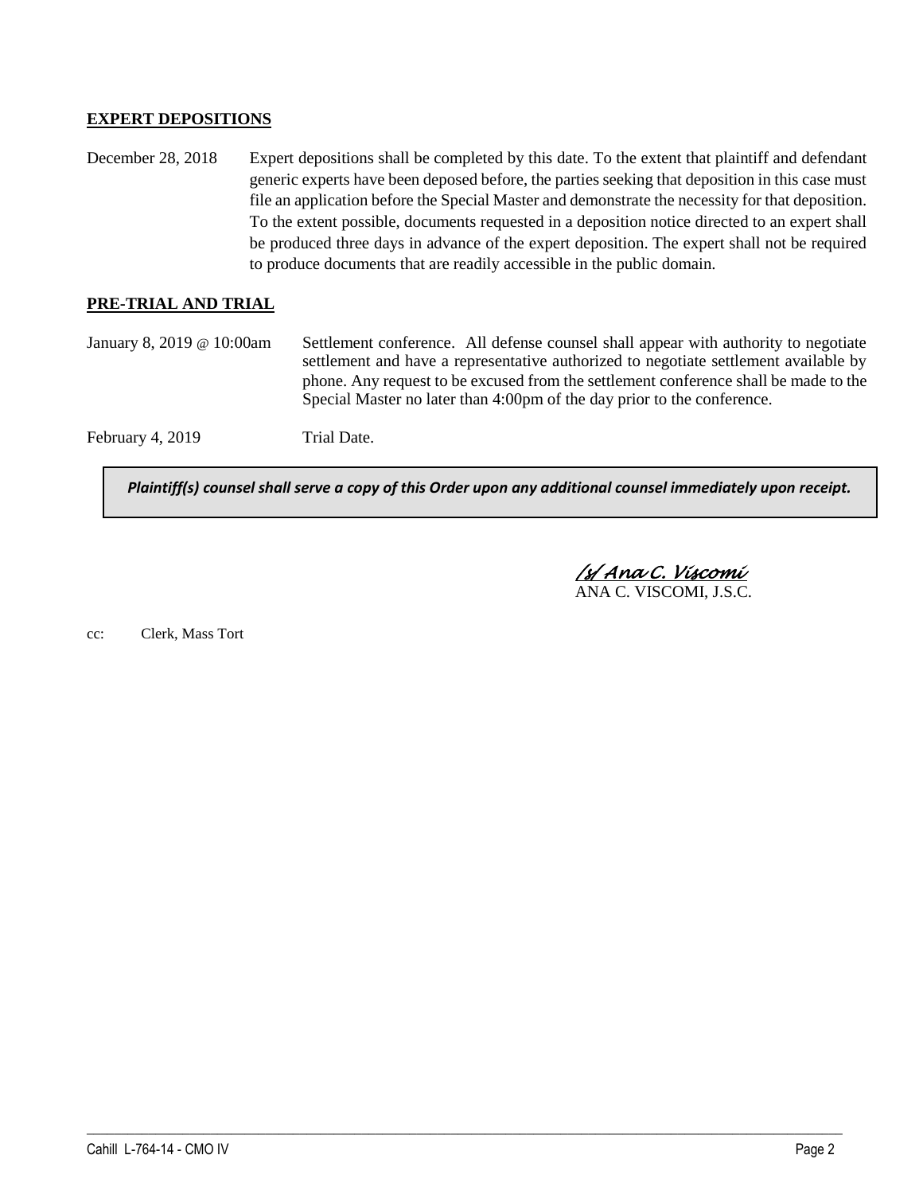**EXPERT DEPOSITIONS**

December 28, 2018 Expert depositions shall be completed by this date. To the extent that plaintiff and defendant generic experts have been deposed before, the parties seeking that deposition in this case must file an application before the Special Master and demonstrate the necessity for that deposition. To the extent possible, documents requested in a deposition notice directed to an expert shall be produced three days in advance of the expert deposition. The expert shall not be required to produce documents that are readily accessible in the public domain.

**PRE-TRIAL AND TRIAL**

January 8, 2019 @ 10:00am Settlement conference. All defense counsel shall appear with authority to negotiate settlement and have a representative authorized to negotiate settlement available by phone. Any request to be excused from the settlement conference shall be made to the Special Master no later than 4:00pm of the day prior to the conference.

February 4, 2019 Trial Date.

***Plaintiff(s) counsel shall serve a copy of this Order upon any additional counsel immediately upon receipt.***

/s/ Ana C. Viscomi
ANA C. VISCOMI, J.S.C.

cc: Clerk, Mass Tort